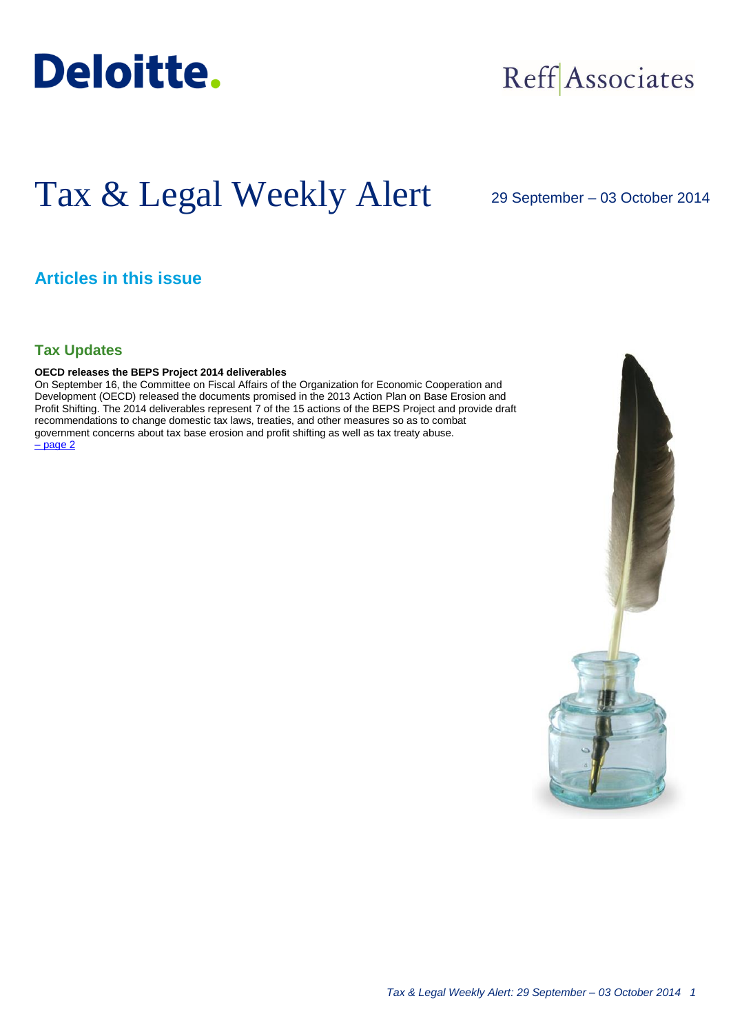Deloitte.

Reff | Associates

# Tax & Legal Weekly Alert

29 September – 03 October 2014

## Articles in this issue

### Tax Updates

**OECD releases the BEPS Project 2014 deliverables**

On September 16, the Committee on Fiscal Affairs of the Organization for Economic Cooperation and Development (OECD) released the documents promised in the 2013 Action Plan on Base Erosion and Profit Shifting. The 2014 deliverables represent 7 of the 15 actions of the BEPS Project and provide draft recommendations to change domestic tax laws, treaties, and other measures so as to combat government concerns about tax base erosion and profit shifting as well as tax treaty abuse.
– page 2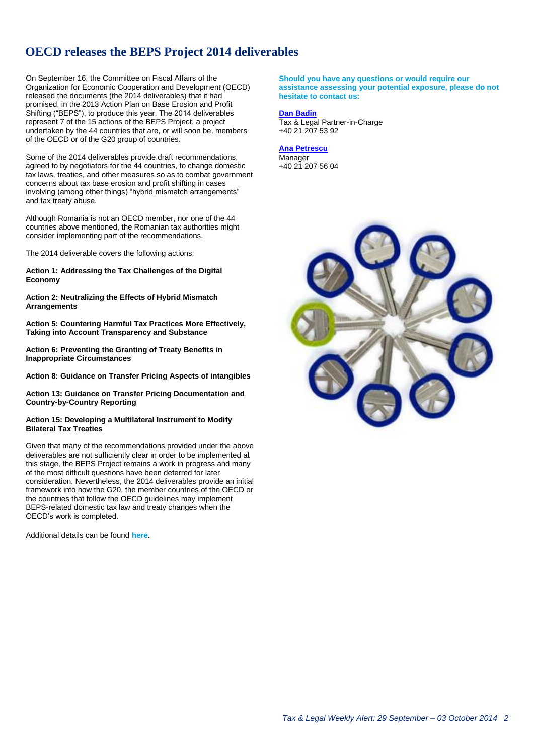# OECD releases the BEPS Project 2014 deliverables

On September 16, the Committee on Fiscal Affairs of the Organization for Economic Cooperation and Development (OECD) released the documents (the 2014 deliverables) that it had promised, in the 2013 Action Plan on Base Erosion and Profit Shifting ("BEPS"), to produce this year. The 2014 deliverables represent 7 of the 15 actions of the BEPS Project, a project undertaken by the 44 countries that are, or will soon be, members of the OECD or of the G20 group of countries.

Some of the 2014 deliverables provide draft recommendations, agreed to by negotiators for the 44 countries, to change domestic tax laws, treaties, and other measures so as to combat government concerns about tax base erosion and profit shifting in cases involving (among other things) "hybrid mismatch arrangements" and tax treaty abuse.

Although Romania is not an OECD member, nor one of the 44 countries above mentioned, the Romanian tax authorities might consider implementing part of the recommendations.

The 2014 deliverable covers the following actions:

**Action 1: Addressing the Tax Challenges of the Digital Economy**

**Action 2: Neutralizing the Effects of Hybrid Mismatch Arrangements**

**Action 5: Countering Harmful Tax Practices More Effectively, Taking into Account Transparency and Substance**

**Action 6: Preventing the Granting of Treaty Benefits in Inappropriate Circumstances**

**Action 8: Guidance on Transfer Pricing Aspects of intangibles**

**Action 13: Guidance on Transfer Pricing Documentation and Country-by-Country Reporting**

**Action 15: Developing a Multilateral Instrument to Modify Bilateral Tax Treaties**

Given that many of the recommendations provided under the above deliverables are not sufficiently clear in order to be implemented at this stage, the BEPS Project remains a work in progress and many of the most difficult questions have been deferred for later consideration. Nevertheless, the 2014 deliverables provide an initial framework into how the G20, the member countries of the OECD or the countries that follow the OECD guidelines may implement BEPS-related domestic tax law and treaty changes when the OECD's work is completed.

Additional details can be found **here**.

**Should you have any questions or would require our assistance assessing your potential exposure, please do not hesitate to contact us:**

**Dan Badin**
Tax & Legal Partner-in-Charge
+40 21 207 53 92

**Ana Petrescu**
Manager
+40 21 207 56 04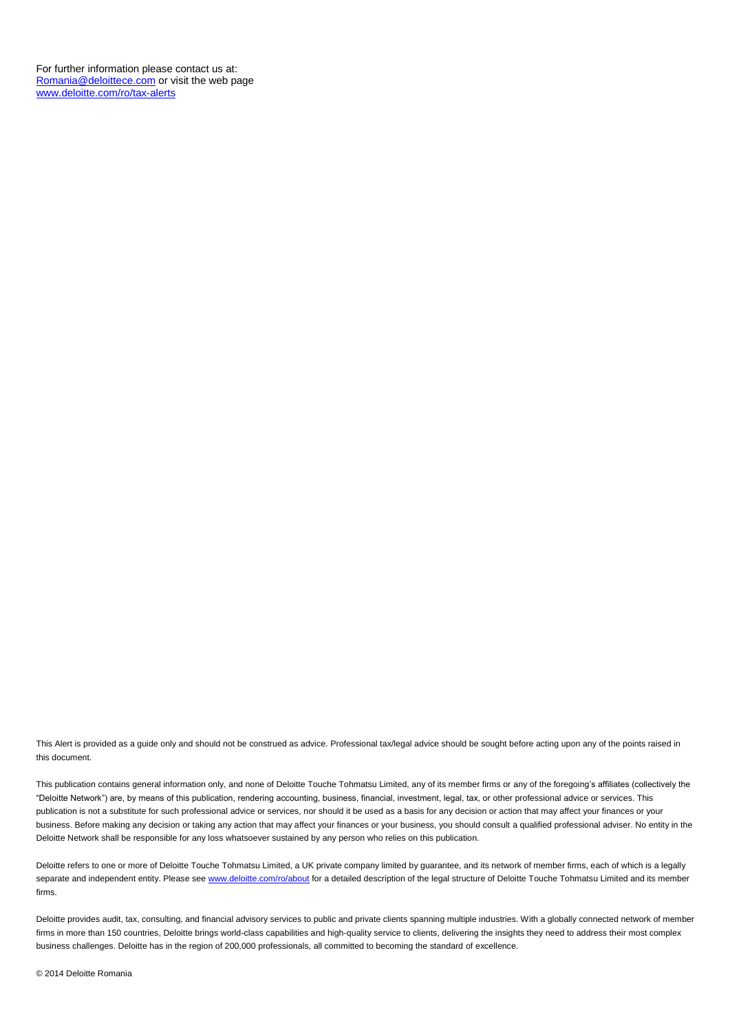For further information please contact us at:
[Romania@deloittece.com](mailto:Romania@deloittece.com) or visit the web page
[www.deloitte.com/ro/tax-alerts](http://www.deloitte.com/ro/tax-alerts)

This Alert is provided as a guide only and should not be construed as advice. Professional tax/legal advice should be sought before acting upon any of the points raised in this document.

This publication contains general information only, and none of Deloitte Touche Tohmatsu Limited, any of its member firms or any of the foregoing's affiliates (collectively the "Deloitte Network") are, by means of this publication, rendering accounting, business, financial, investment, legal, tax, or other professional advice or services. This publication is not a substitute for such professional advice or services, nor should it be used as a basis for any decision or action that may affect your finances or your business. Before making any decision or taking any action that may affect your finances or your business, you should consult a qualified professional adviser. No entity in the Deloitte Network shall be responsible for any loss whatsoever sustained by any person who relies on this publication.

Deloitte refers to one or more of Deloitte Touche Tohmatsu Limited, a UK private company limited by guarantee, and its network of member firms, each of which is a legally separate and independent entity. Please see [www.deloitte.com/ro/about](http://www.deloitte.com/ro/about) for a detailed description of the legal structure of Deloitte Touche Tohmatsu Limited and its member firms.

Deloitte provides audit, tax, consulting, and financial advisory services to public and private clients spanning multiple industries. With a globally connected network of member firms in more than 150 countries, Deloitte brings world-class capabilities and high-quality service to clients, delivering the insights they need to address their most complex business challenges. Deloitte has in the region of 200,000 professionals, all committed to becoming the standard of excellence.

© 2014 Deloitte Romania